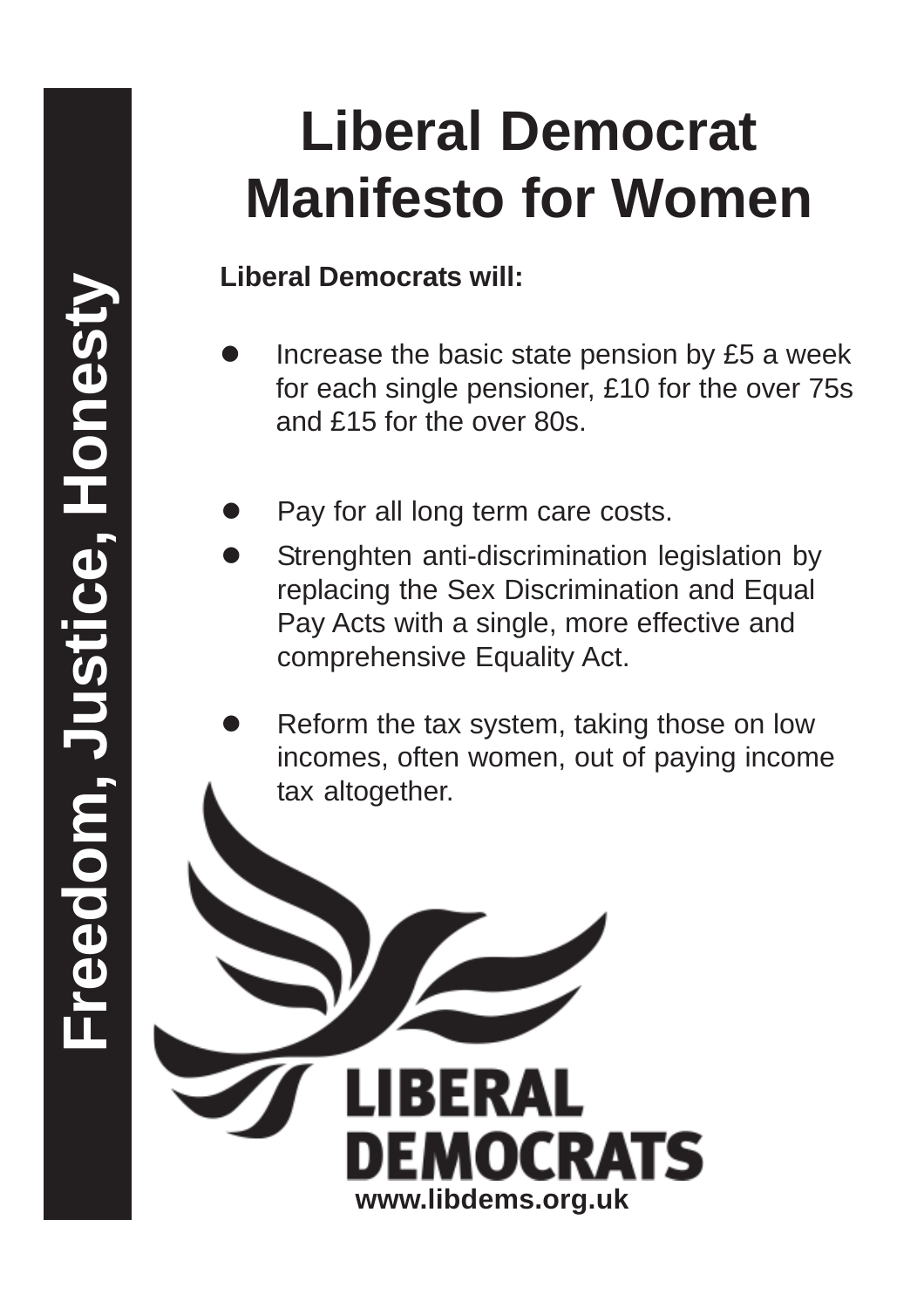Freedom, Justice, Honesty

# Liberal Democrat Manifesto for Women

**Liberal Democrats will:**

- Increase the basic state pension by £5 a week for each single pensioner, £10 for the over 75s and £15 for the over 80s.
- Pay for all long term care costs.
- Strenghten anti-discrimination legislation by replacing the Sex Discrimination and Equal Pay Acts with a single, more effective and comprehensive Equality Act.
- Reform the tax system, taking those on low incomes, often women, out of paying income tax altogether.

LIBERAL DEMOCRATS

**www.libdems.org.uk**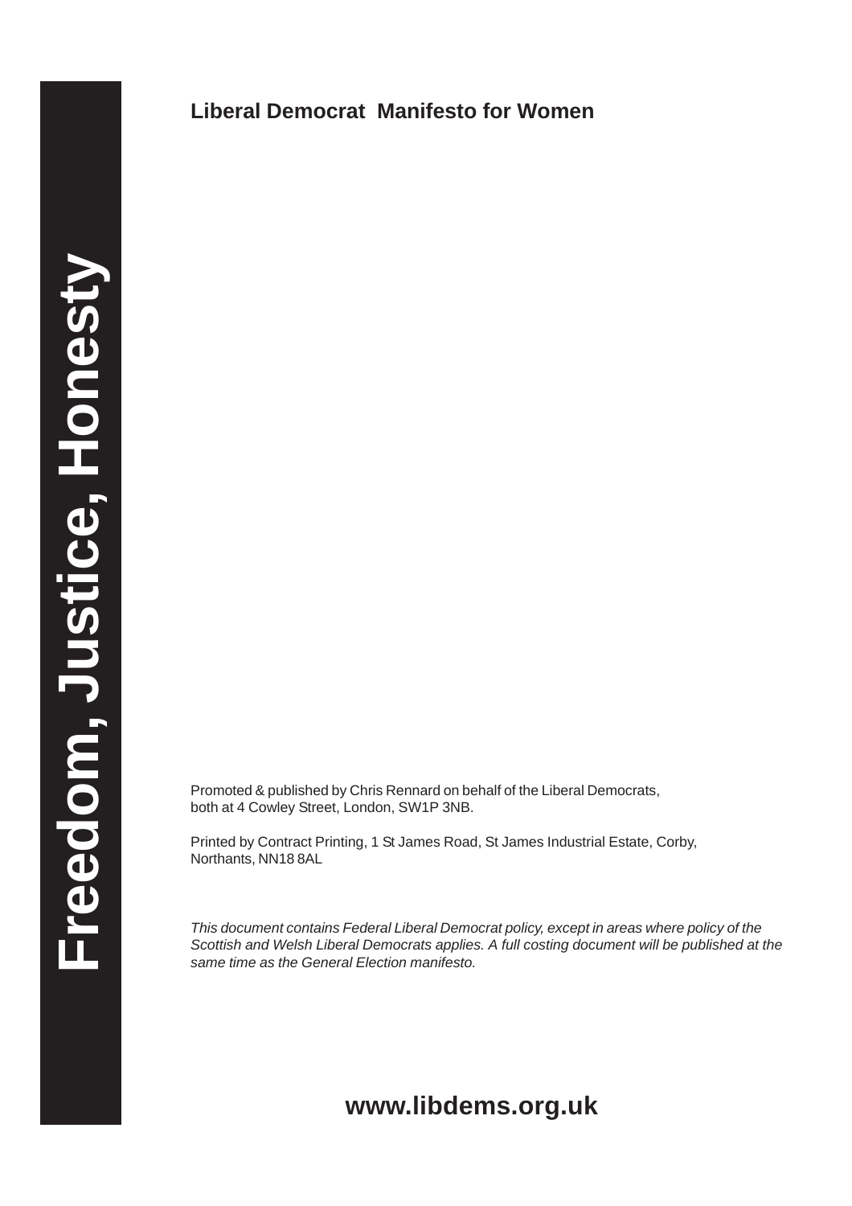**Freedom, Justice, Honesty**

# Liberal Democrat Manifesto for Women

Promoted & published by Chris Rennard on behalf of the Liberal Democrats, both at 4 Cowley Street, London, SW1P 3NB.

Printed by Contract Printing, 1 St James Road, St James Industrial Estate, Corby, Northants, NN18 8AL

*This document contains Federal Liberal Democrat policy, except in areas where policy of the Scottish and Welsh Liberal Democrats applies. A full costing document will be published at the same time as the General Election manifesto.*

**www.libdems.org.uk**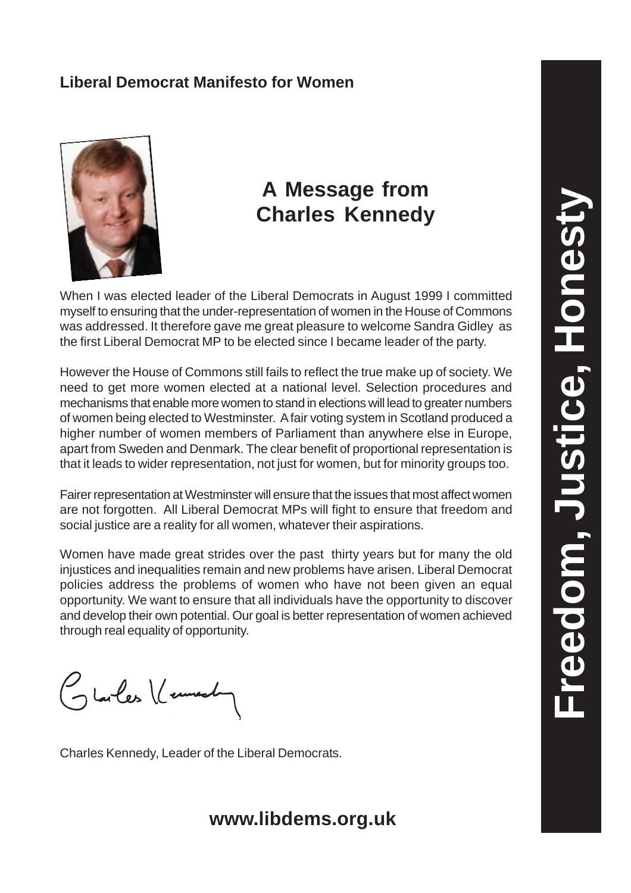**Liberal Democrat Manifesto for Women**

# A Message from Charles Kennedy

When I was elected leader of the Liberal Democrats in August 1999 I committed myself to ensuring that the under-representation of women in the House of Commons was addressed. It therefore gave me great pleasure to welcome Sandra Gidley as the first Liberal Democrat MP to be elected since I became leader of the party.

However the House of Commons still fails to reflect the true make up of society. We need to get more women elected at a national level. Selection procedures and mechanisms that enable more women to stand in elections will lead to greater numbers of women being elected to Westminster. A fair voting system in Scotland produced a higher number of women members of Parliament than anywhere else in Europe, apart from Sweden and Denmark. The clear benefit of proportional representation is that it leads to wider representation, not just for women, but for minority groups too.

Fairer representation at Westminster will ensure that the issues that most affect women are not forgotten. All Liberal Democrat MPs will fight to ensure that freedom and social justice are a reality for all women, whatever their aspirations.

Women have made great strides over the past thirty years but for many the old injustices and inequalities remain and new problems have arisen. Liberal Democrat policies address the problems of women who have not been given an equal opportunity. We want to ensure that all individuals have the opportunity to discover and develop their own potential. Our goal is better representation of women achieved through real equality of opportunity.

Charles Kennedy

Charles Kennedy, Leader of the Liberal Democrats.

**www.libdems.org.uk**

**Freedom, Justice, Honesty**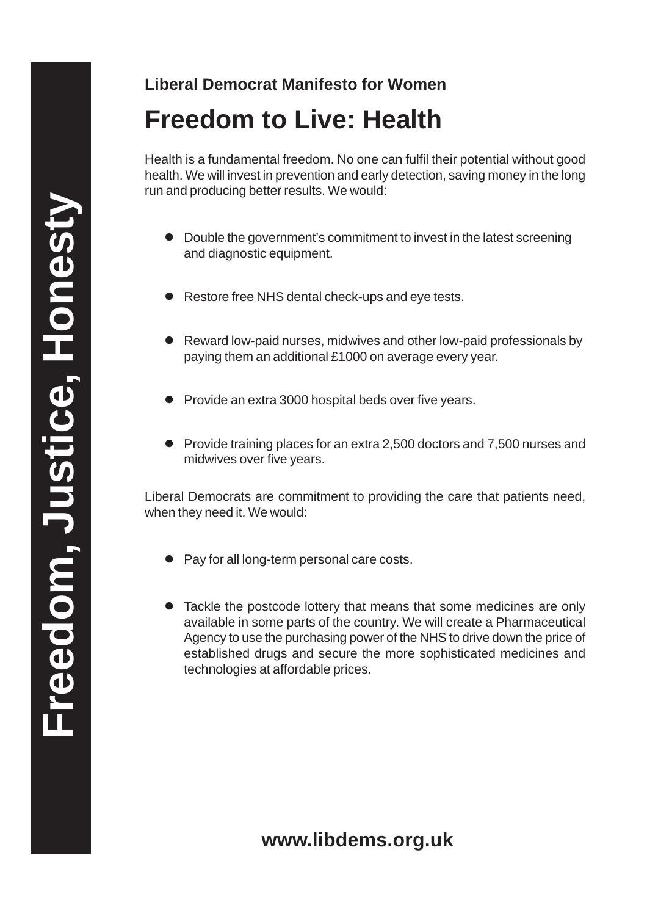**Freedom, Justice, Honesty**

**Liberal Democrat Manifesto for Women**

# Freedom to Live: Health

Health is a fundamental freedom. No one can fulfil their potential without good health. We will invest in prevention and early detection, saving money in the long run and producing better results. We would:

- Double the government's commitment to invest in the latest screening and diagnostic equipment.
- Restore free NHS dental check-ups and eye tests.
- Reward low-paid nurses, midwives and other low-paid professionals by paying them an additional £1000 on average every year.
- Provide an extra 3000 hospital beds over five years.
- Provide training places for an extra 2,500 doctors and 7,500 nurses and midwives over five years.

Liberal Democrats are commitment to providing the care that patients need, when they need it. We would:

- Pay for all long-term personal care costs.
- Tackle the postcode lottery that means that some medicines are only available in some parts of the country. We will create a Pharmaceutical Agency to use the purchasing power of the NHS to drive down the price of established drugs and secure the more sophisticated medicines and technologies at affordable prices.

**www.libdems.org.uk**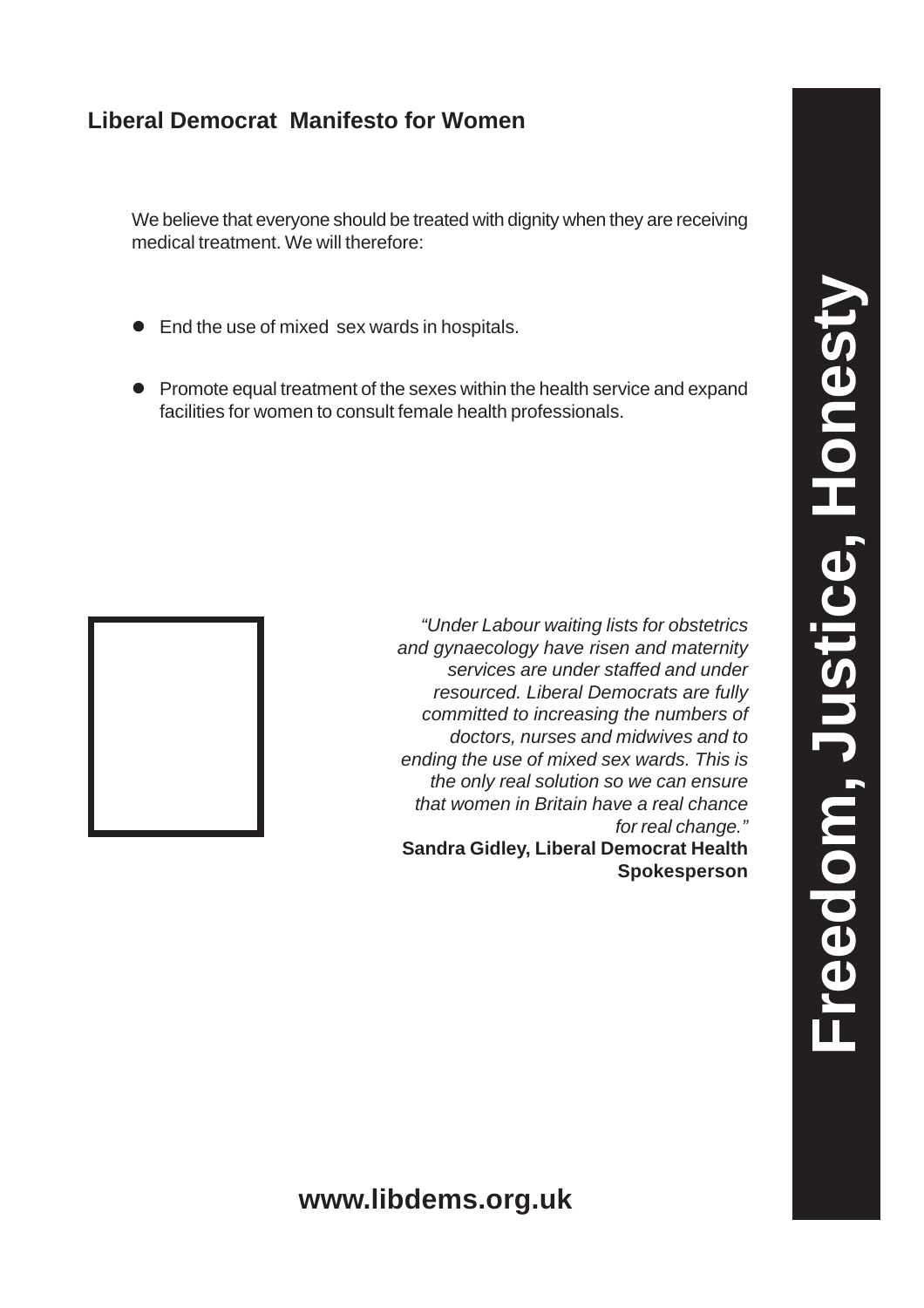## Liberal Democrat Manifesto for Women

We believe that everyone should be treated with dignity when they are receiving medical treatment. We will therefore:

- End the use of mixed sex wards in hospitals.
- Promote equal treatment of the sexes within the health service and expand facilities for women to consult female health professionals.

*"Under Labour waiting lists for obstetrics and gynaecology have risen and maternity services are under staffed and under resourced. Liberal Democrats are fully committed to increasing the numbers of doctors, nurses and midwives and to ending the use of mixed sex wards. This is the only real solution so we can ensure that women in Britain have a real chance for real change."*

**Sandra Gidley, Liberal Democrat Health Spokesperson**

**Freedom, Justice, Honesty**

**www.libdems.org.uk**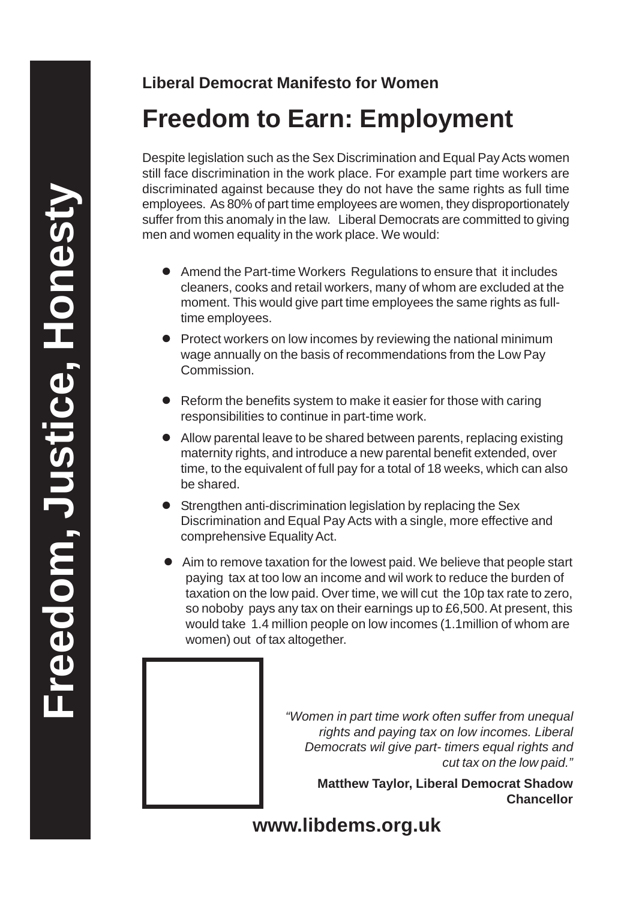**Freedom, Justice, Honesty**

**Liberal Democrat Manifesto for Women**

# Freedom to Earn: Employment

Despite legislation such as the Sex Discrimination and Equal Pay Acts women still face discrimination in the work place. For example part time workers are discriminated against because they do not have the same rights as full time employees. As 80% of part time employees are women, they disproportionately suffer from this anomaly in the law. Liberal Democrats are committed to giving men and women equality in the work place. We would:

- Amend the Part-time Workers Regulations to ensure that it includes cleaners, cooks and retail workers, many of whom are excluded at the moment. This would give part time employees the same rights as full-time employees.
- Protect workers on low incomes by reviewing the national minimum wage annually on the basis of recommendations from the Low Pay Commission.
- Reform the benefits system to make it easier for those with caring responsibilities to continue in part-time work.
- Allow parental leave to be shared between parents, replacing existing maternity rights, and introduce a new parental benefit extended, over time, to the equivalent of full pay for a total of 18 weeks, which can also be shared.
- Strengthen anti-discrimination legislation by replacing the Sex Discrimination and Equal Pay Acts with a single, more effective and comprehensive Equality Act.
- Aim to remove taxation for the lowest paid. We believe that people start paying tax at too low an income and wil work to reduce the burden of taxation on the low paid. Over time, we will cut the 10p tax rate to zero, so noboby pays any tax on their earnings up to £6,500. At present, this would take 1.4 million people on low incomes (1.1million of whom are women) out of tax altogether.

*"Women in part time work often suffer from unequal rights and paying tax on low incomes. Liberal Democrats wil give part- timers equal rights and cut tax on the low paid."*

**Matthew Taylor, Liberal Democrat Shadow Chancellor**

**www.libdems.org.uk**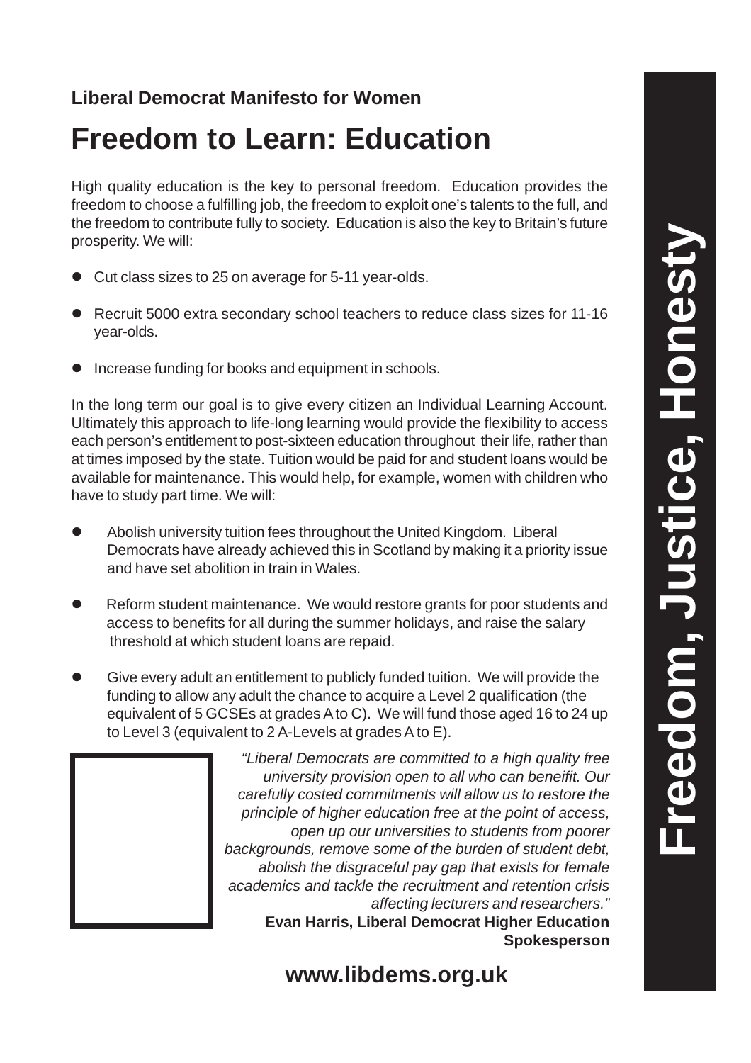**Liberal Democrat Manifesto for Women**

# Freedom to Learn: Education

High quality education is the key to personal freedom. Education provides the freedom to choose a fulfilling job, the freedom to exploit one's talents to the full, and the freedom to contribute fully to society. Education is also the key to Britain's future prosperity. We will:

- Cut class sizes to 25 on average for 5-11 year-olds.
- Recruit 5000 extra secondary school teachers to reduce class sizes for 11-16 year-olds.
- Increase funding for books and equipment in schools.

In the long term our goal is to give every citizen an Individual Learning Account. Ultimately this approach to life-long learning would provide the flexibility to access each person's entitlement to post-sixteen education throughout their life, rather than at times imposed by the state. Tuition would be paid for and student loans would be available for maintenance. This would help, for example, women with children who have to study part time. We will:

- Abolish university tuition fees throughout the United Kingdom. Liberal Democrats have already achieved this in Scotland by making it a priority issue and have set abolition in train in Wales.
- Reform student maintenance. We would restore grants for poor students and access to benefits for all during the summer holidays, and raise the salary threshold at which student loans are repaid.
- Give every adult an entitlement to publicly funded tuition. We will provide the funding to allow any adult the chance to acquire a Level 2 qualification (the equivalent of 5 GCSEs at grades A to C). We will fund those aged 16 to 24 up to Level 3 (equivalent to 2 A-Levels at grades A to E).

*"Liberal Democrats are committed to a high quality free university provision open to all who can beneifit. Our carefully costed commitments will allow us to restore the principle of higher education free at the point of access, open up our universities to students from poorer backgrounds, remove some of the burden of student debt, abolish the disgraceful pay gap that exists for female academics and tackle the recruitment and retention crisis affecting lecturers and researchers."*

**Evan Harris, Liberal Democrat Higher Education Spokesperson**

**www.libdems.org.uk**

**Freedom, Justice, Honesty**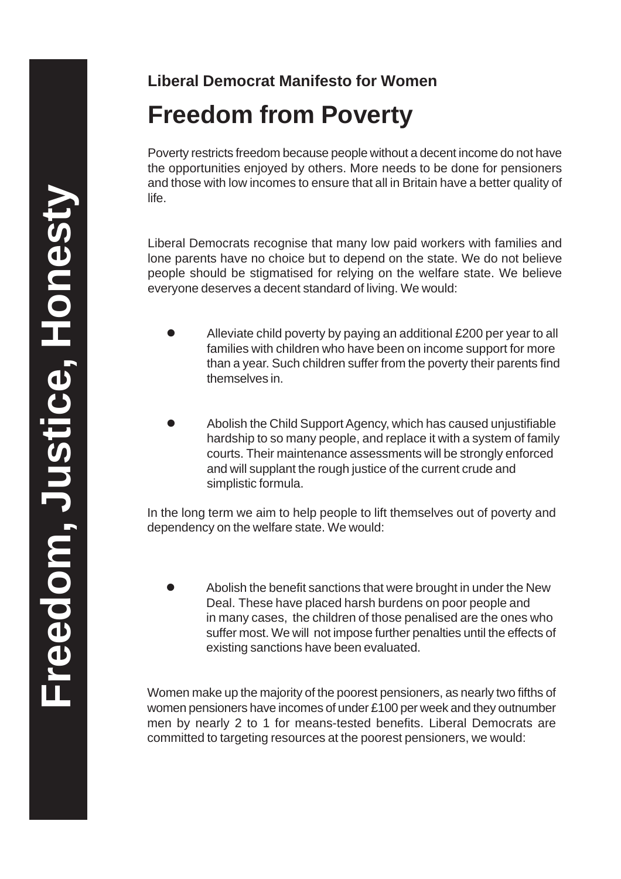**Liberal Democrat Manifesto for Women**

# Freedom from Poverty

Poverty restricts freedom because people without a decent income do not have the opportunities enjoyed by others. More needs to be done for pensioners and those with low incomes to ensure that all in Britain have a better quality of life.

Liberal Democrats recognise that many low paid workers with families and lone parents have no choice but to depend on the state. We do not believe people should be stigmatised for relying on the welfare state. We believe everyone deserves a decent standard of living. We would:

- Alleviate child poverty by paying an additional £200 per year to all families with children who have been on income support for more than a year. Such children suffer from the poverty their parents find themselves in.

- Abolish the Child Support Agency, which has caused unjustifiable hardship to so many people, and replace it with a system of family courts. Their maintenance assessments will be strongly enforced and will supplant the rough justice of the current crude and simplistic formula.

In the long term we aim to help people to lift themselves out of poverty and dependency on the welfare state. We would:

- Abolish the benefit sanctions that were brought in under the New Deal. These have placed harsh burdens on poor people and in many cases, the children of those penalised are the ones who suffer most. We will not impose further penalties until the effects of existing sanctions have been evaluated.

Women make up the majority of the poorest pensioners, as nearly two fifths of women pensioners have incomes of under £100 per week and they outnumber men by nearly 2 to 1 for means-tested benefits. Liberal Democrats are committed to targeting resources at the poorest pensioners, we would: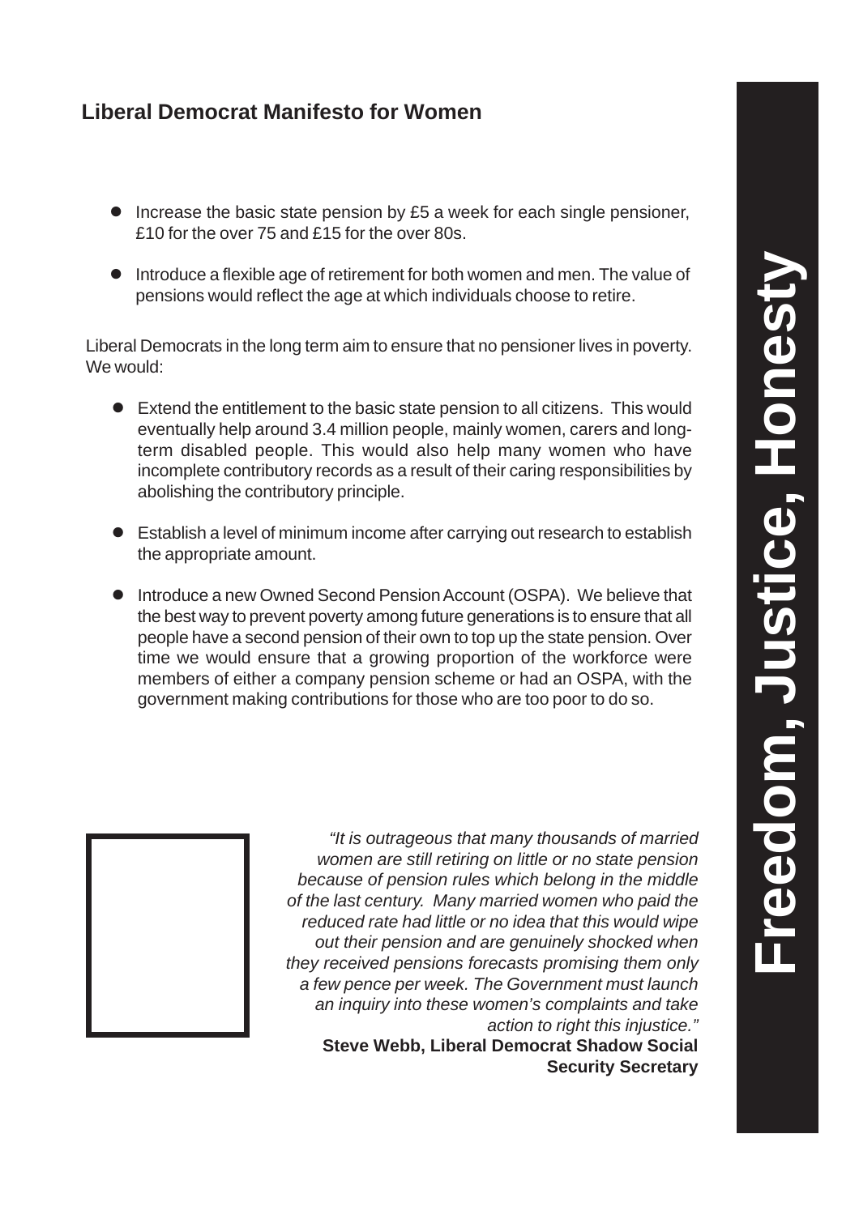## Liberal Democrat Manifesto for Women

- Increase the basic state pension by £5 a week for each single pensioner, £10 for the over 75 and £15 for the over 80s.
- Introduce a flexible age of retirement for both women and men. The value of pensions would reflect the age at which individuals choose to retire.

Liberal Democrats in the long term aim to ensure that no pensioner lives in poverty. We would:

- Extend the entitlement to the basic state pension to all citizens. This would eventually help around 3.4 million people, mainly women, carers and long-term disabled people. This would also help many women who have incomplete contributory records as a result of their caring responsibilities by abolishing the contributory principle.
- Establish a level of minimum income after carrying out research to establish the appropriate amount.
- Introduce a new Owned Second Pension Account (OSPA). We believe that the best way to prevent poverty among future generations is to ensure that all people have a second pension of their own to top up the state pension. Over time we would ensure that a growing proportion of the workforce were members of either a company pension scheme or had an OSPA, with the government making contributions for those who are too poor to do so.

*"It is outrageous that many thousands of married women are still retiring on little or no state pension because of pension rules which belong in the middle of the last century. Many married women who paid the reduced rate had little or no idea that this would wipe out their pension and are genuinely shocked when they received pensions forecasts promising them only a few pence per week. The Government must launch an inquiry into these women's complaints and take action to right this injustice."*

**Steve Webb, Liberal Democrat Shadow Social Security Secretary**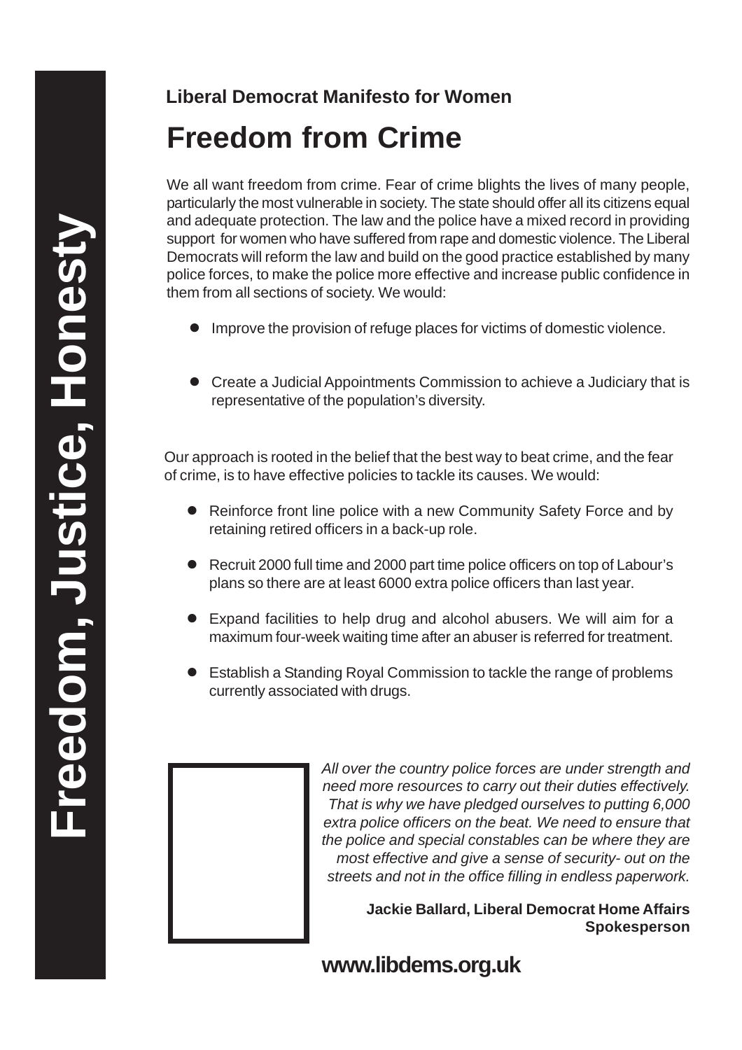**Freedom, Justice, Honesty**

### Liberal Democrat Manifesto for Women

# Freedom from Crime

We all want freedom from crime. Fear of crime blights the lives of many people, particularly the most vulnerable in society. The state should offer all its citizens equal and adequate protection. The law and the police have a mixed record in providing support for women who have suffered from rape and domestic violence. The Liberal Democrats will reform the law and build on the good practice established by many police forces, to make the police more effective and increase public confidence in them from all sections of society. We would:

- Improve the provision of refuge places for victims of domestic violence.
- Create a Judicial Appointments Commission to achieve a Judiciary that is representative of the population's diversity.

Our approach is rooted in the belief that the best way to beat crime, and the fear of crime, is to have effective policies to tackle its causes. We would:

- Reinforce front line police with a new Community Safety Force and by retaining retired officers in a back-up role.
- Recruit 2000 full time and 2000 part time police officers on top of Labour's plans so there are at least 6000 extra police officers than last year.
- Expand facilities to help drug and alcohol abusers. We will aim for a maximum four-week waiting time after an abuser is referred for treatment.
- Establish a Standing Royal Commission to tackle the range of problems currently associated with drugs.

*All over the country police forces are under strength and need more resources to carry out their duties effectively. That is why we have pledged ourselves to putting 6,000 extra police officers on the beat. We need to ensure that the police and special constables can be where they are most effective and give a sense of security- out on the streets and not in the office filling in endless paperwork.*

**Jackie Ballard, Liberal Democrat Home Affairs Spokesperson**

**www.libdems.org.uk**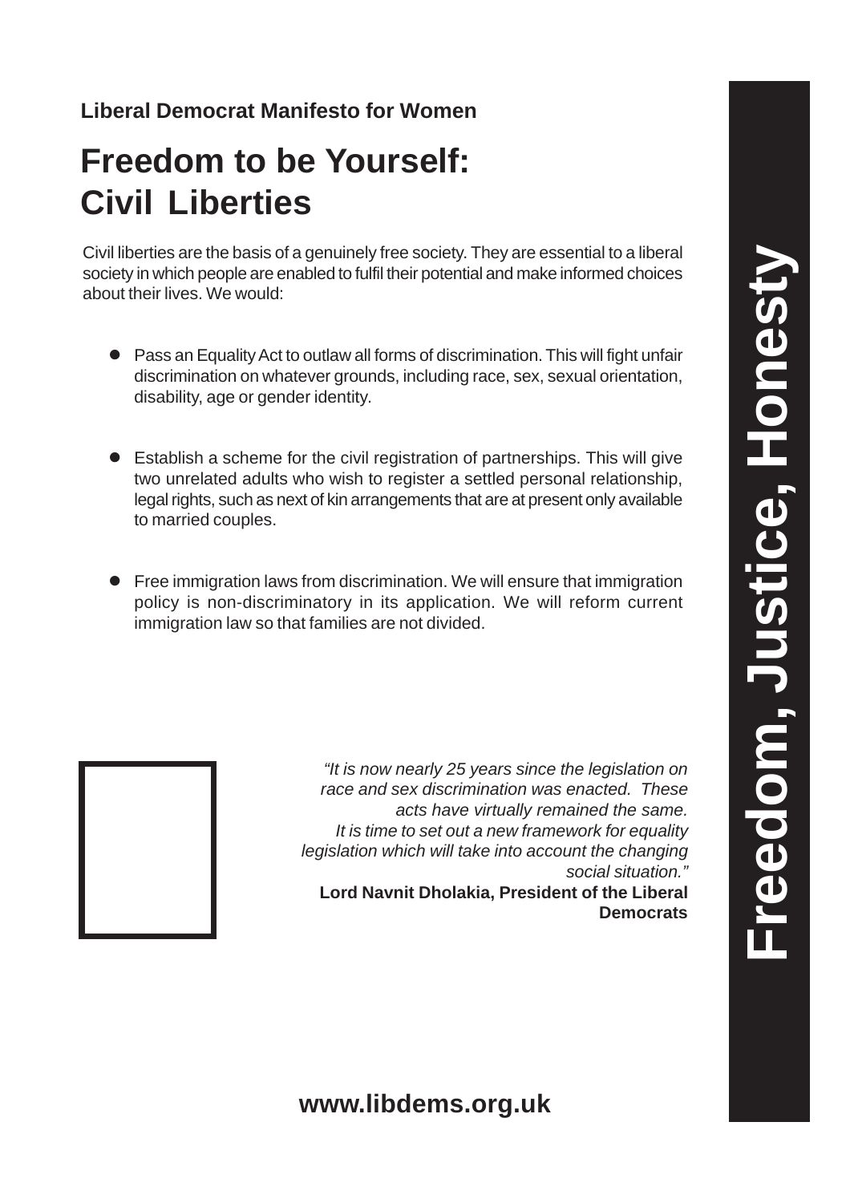**Liberal Democrat Manifesto for Women**

# Freedom to be Yourself: Civil Liberties

Civil liberties are the basis of a genuinely free society. They are essential to a liberal society in which people are enabled to fulfil their potential and make informed choices about their lives. We would:

- Pass an Equality Act to outlaw all forms of discrimination. This will fight unfair discrimination on whatever grounds, including race, sex, sexual orientation, disability, age or gender identity.
- Establish a scheme for the civil registration of partnerships. This will give two unrelated adults who wish to register a settled personal relationship, legal rights, such as next of kin arrangements that are at present only available to married couples.
- Free immigration laws from discrimination. We will ensure that immigration policy is non-discriminatory in its application. We will reform current immigration law so that families are not divided.

*"It is now nearly 25 years since the legislation on race and sex discrimination was enacted. These acts have virtually remained the same. It is time to set out a new framework for equality legislation which will take into account the changing social situation."*
**Lord Navnit Dholakia, President of the Liberal Democrats**

**www.libdems.org.uk**

**Freedom, Justice, Honesty**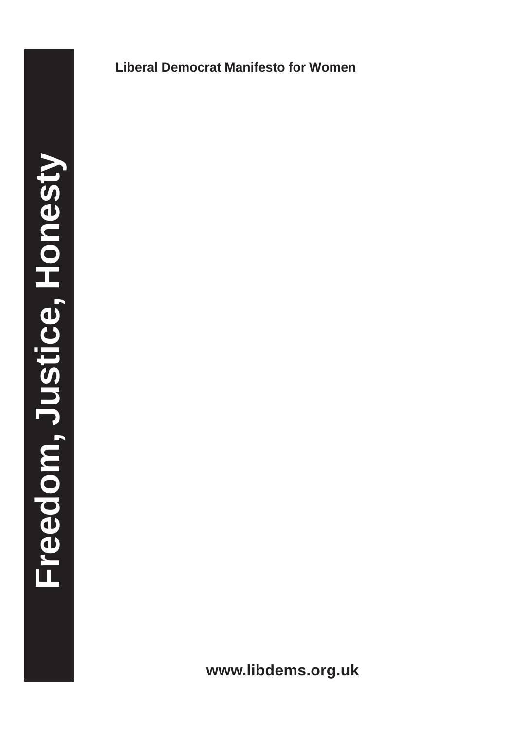**Liberal Democrat Manifesto for Women**

**Freedom, Justice, Honesty**

**www.libdems.org.uk**